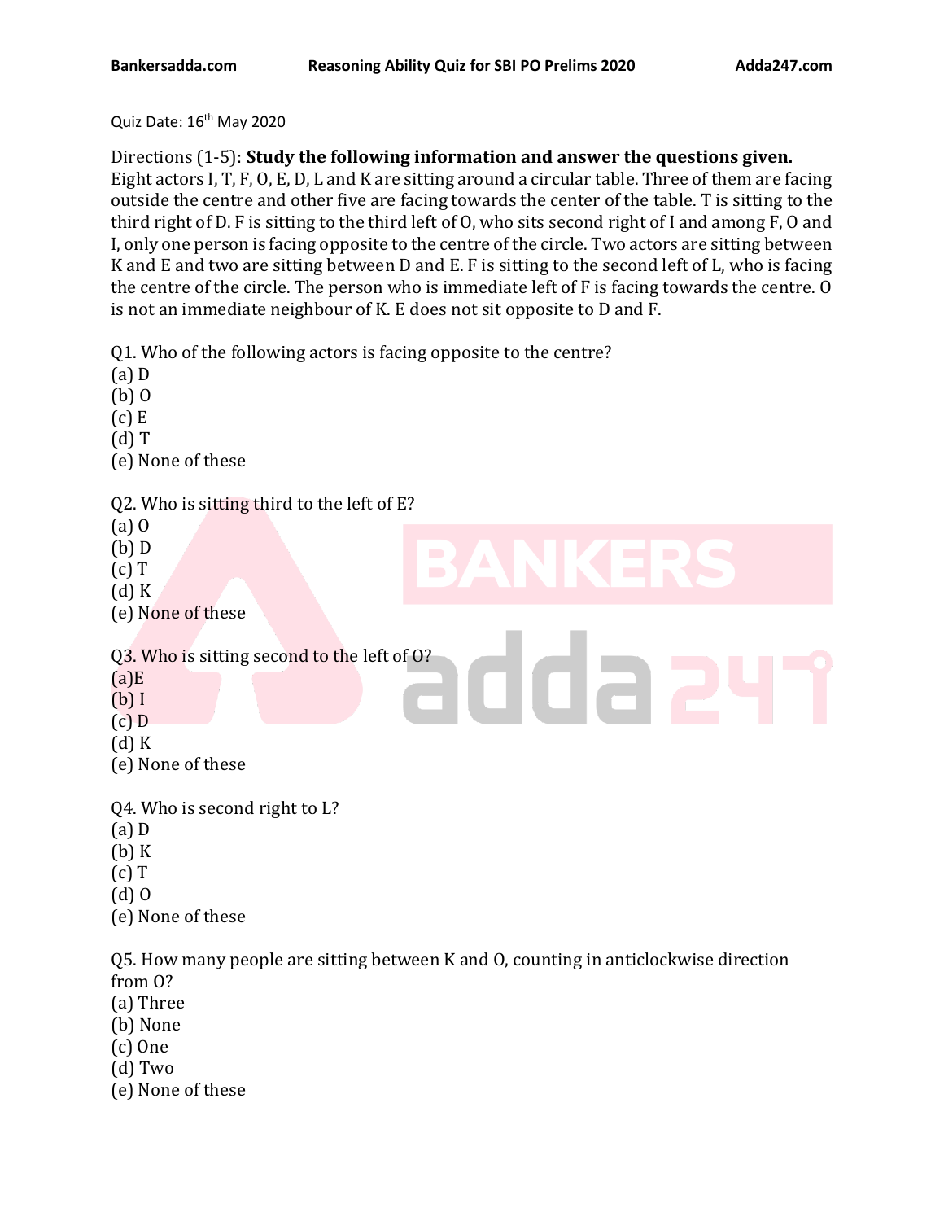Quiz Date: 16th May 2020

Directions (1-5): **Study the following information and answer the questions given.**
Eight actors I, T, F, O, E, D, L and K are sitting around a circular table. Three of them are facing outside the centre and other five are facing towards the center of the table. T is sitting to the third right of D. F is sitting to the third left of O, who sits second right of I and among F, O and I, only one person is facing opposite to the centre of the circle. Two actors are sitting between K and E and two are sitting between D and E. F is sitting to the second left of L, who is facing the centre of the circle. The person who is immediate left of F is facing towards the centre. O is not an immediate neighbour of K. E does not sit opposite to D and F.

Q1. Who of the following actors is facing opposite to the centre?
(a) D
(b) O
(c) E
(d) T
(e) None of these

Q2. Who is sitting third to the left of E?
(a) O
(b) D
(c) T
(d) K
(e) None of these

Q3. Who is sitting second to the left of O?
(a)E
(b) I
(c) D
(d) K
(e) None of these

Q4. Who is second right to L?
(a) D
(b) K
(c) T
(d) O
(e) None of these

Q5. How many people are sitting between K and O, counting in anticlockwise direction from O?
(a) Three
(b) None
(c) One
(d) Two
(e) None of these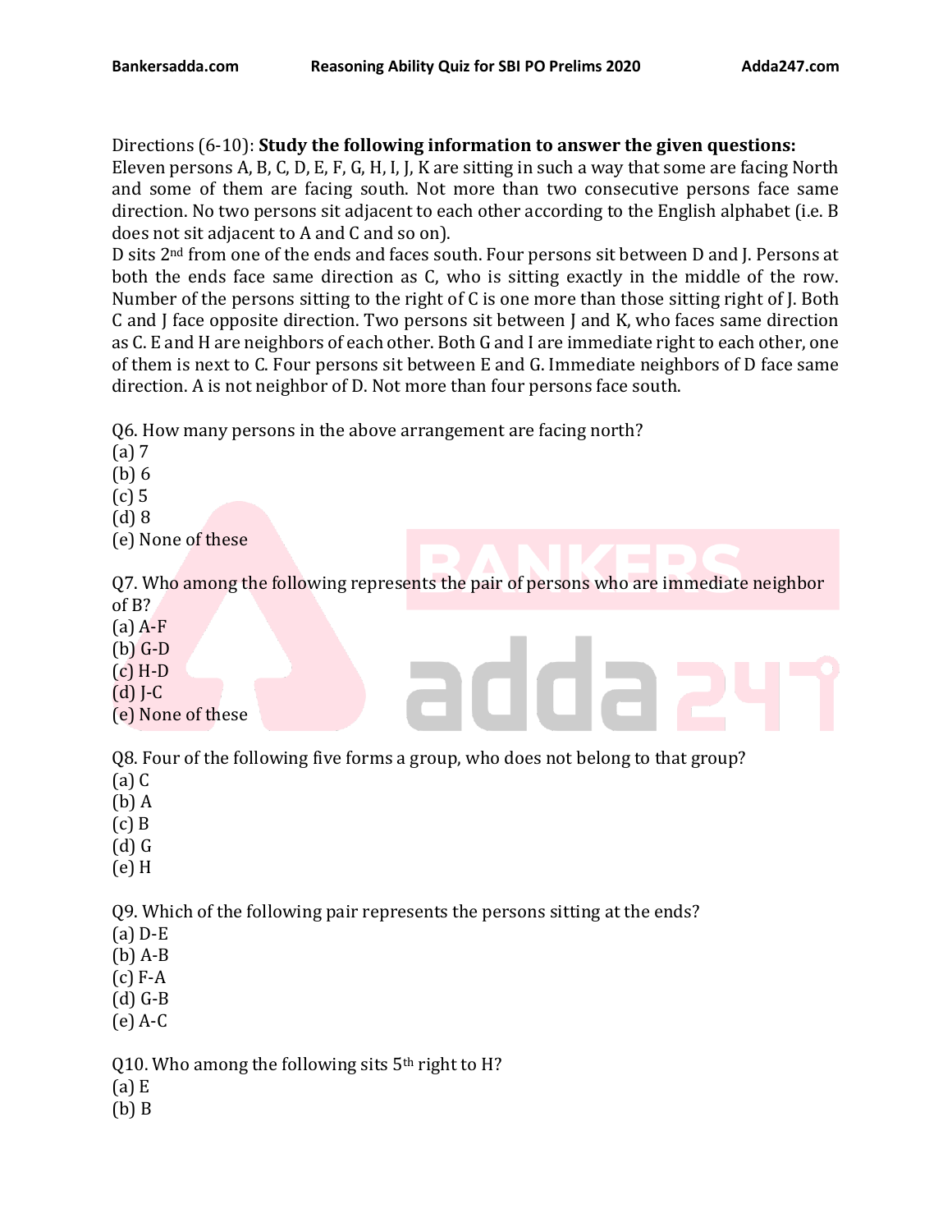Directions (6-10): **Study the following information to answer the given questions:**
Eleven persons A, B, C, D, E, F, G, H, I, J, K are sitting in such a way that some are facing North and some of them are facing south. Not more than two consecutive persons face same direction. No two persons sit adjacent to each other according to the English alphabet (i.e. B does not sit adjacent to A and C and so on).
D sits 2nd from one of the ends and faces south. Four persons sit between D and J. Persons at both the ends face same direction as C, who is sitting exactly in the middle of the row. Number of the persons sitting to the right of C is one more than those sitting right of J. Both C and J face opposite direction. Two persons sit between J and K, who faces same direction as C. E and H are neighbors of each other. Both G and I are immediate right to each other, one of them is next to C. Four persons sit between E and G. Immediate neighbors of D face same direction. A is not neighbor of D. Not more than four persons face south.

Q6. How many persons in the above arrangement are facing north?
(a) 7
(b) 6
(c) 5
(d) 8
(e) None of these

Q7. Who among the following represents the pair of persons who are immediate neighbor of B?
(a) A-F
(b) G-D
(c) H-D
(d) J-C
(e) None of these

Q8. Four of the following five forms a group, who does not belong to that group?
(a) C
(b) A
(c) B
(d) G
(e) H

Q9. Which of the following pair represents the persons sitting at the ends?
(a) D-E
(b) A-B
(c) F-A
(d) G-B
(e) A-C

Q10. Who among the following sits 5th right to H?
(a) E
(b) B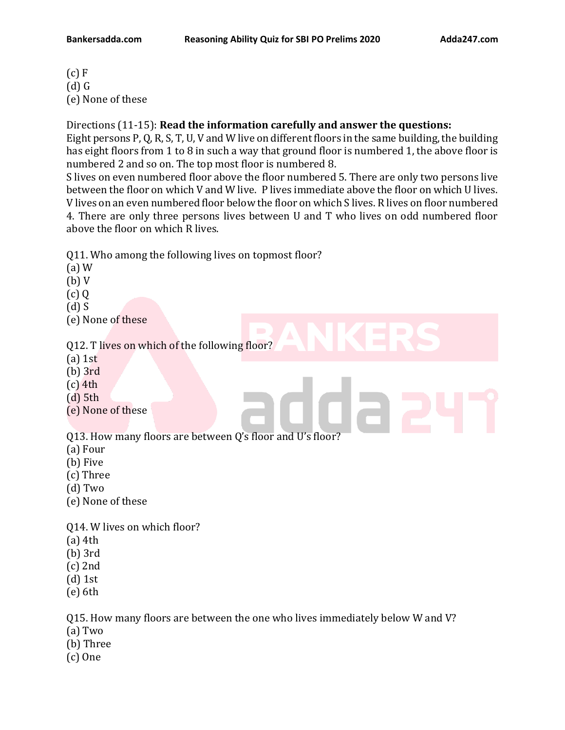(c) F
(d) G
(e) None of these

Directions (11-15): **Read the information carefully and answer the questions:**
Eight persons P, Q, R, S, T, U, V and W live on different floors in the same building, the building has eight floors from 1 to 8 in such a way that ground floor is numbered 1, the above floor is numbered 2 and so on. The top most floor is numbered 8.
S lives on even numbered floor above the floor numbered 5. There are only two persons live between the floor on which V and W live. P lives immediate above the floor on which U lives. V lives on an even numbered floor below the floor on which S lives. R lives on floor numbered 4. There are only three persons lives between U and T who lives on odd numbered floor above the floor on which R lives.

Q11. Who among the following lives on topmost floor?
(a) W
(b) V
(c) Q
(d) S
(e) None of these

Q12. T lives on which of the following floor?
(a) 1st
(b) 3rd
(c) 4th
(d) 5th
(e) None of these

Q13. How many floors are between Q's floor and U's floor?
(a) Four
(b) Five
(c) Three
(d) Two
(e) None of these

Q14. W lives on which floor?
(a) 4th
(b) 3rd
(c) 2nd
(d) 1st
(e) 6th

Q15. How many floors are between the one who lives immediately below W and V?
(a) Two
(b) Three
(c) One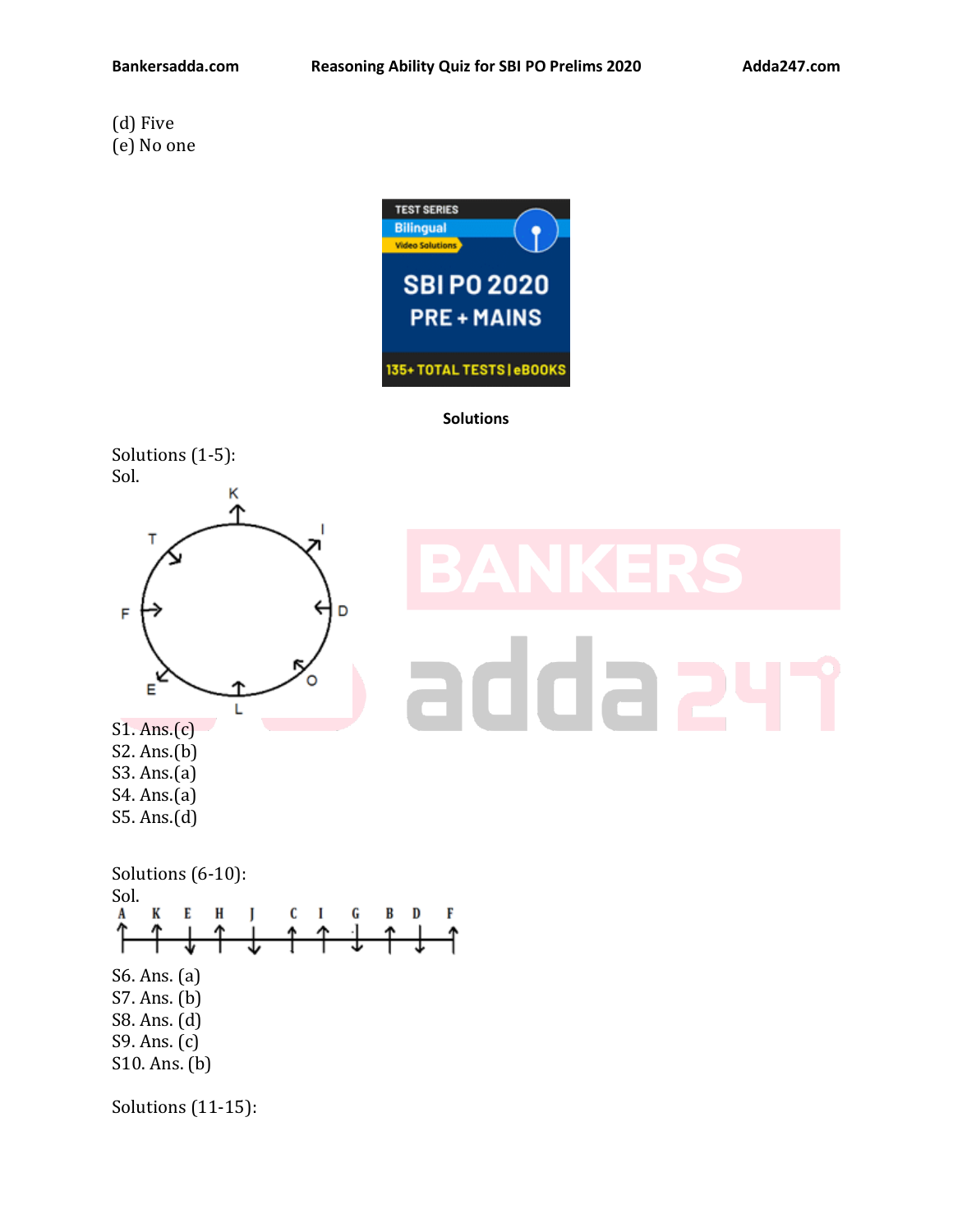(d) Five
(e) No one

**Solutions**

Solutions (1-5):
Sol.

S1. Ans.(c)
S2. Ans.(b)
S3. Ans.(a)
S4. Ans.(a)
S5. Ans.(d)

Solutions (6-10):
Sol.

S6. Ans. (a)
S7. Ans. (b)
S8. Ans. (d)
S9. Ans. (c)
S10. Ans. (b)

Solutions (11-15):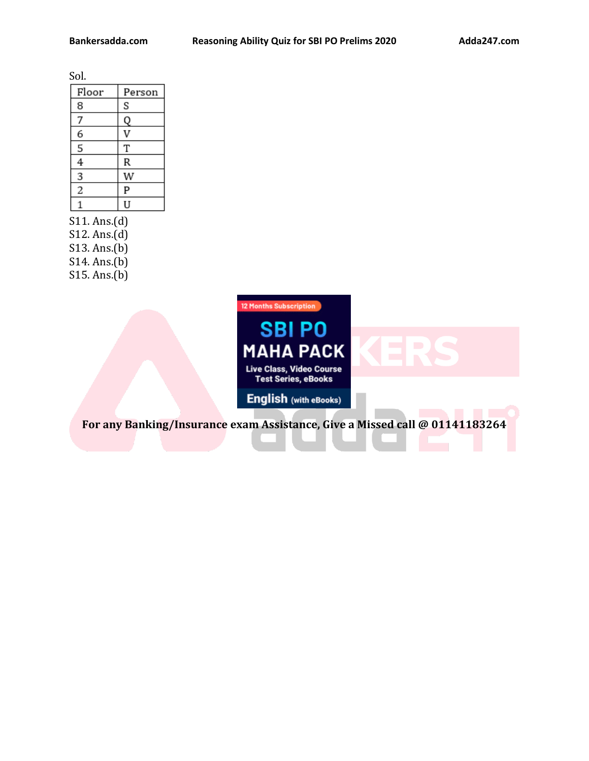Sol.

| Floor | Person |
|---|---|
| 8 | S |
| 7 | Q |
| 6 | V |
| 5 | T |
| 4 | R |
| 3 | W |
| 2 | P |
| 1 | U |

S11. Ans.(d)
S12. Ans.(d)
S13. Ans.(b)
S14. Ans.(b)
S15. Ans.(b)

**For any Banking/Insurance exam Assistance, Give a Missed call @ 01141183264**